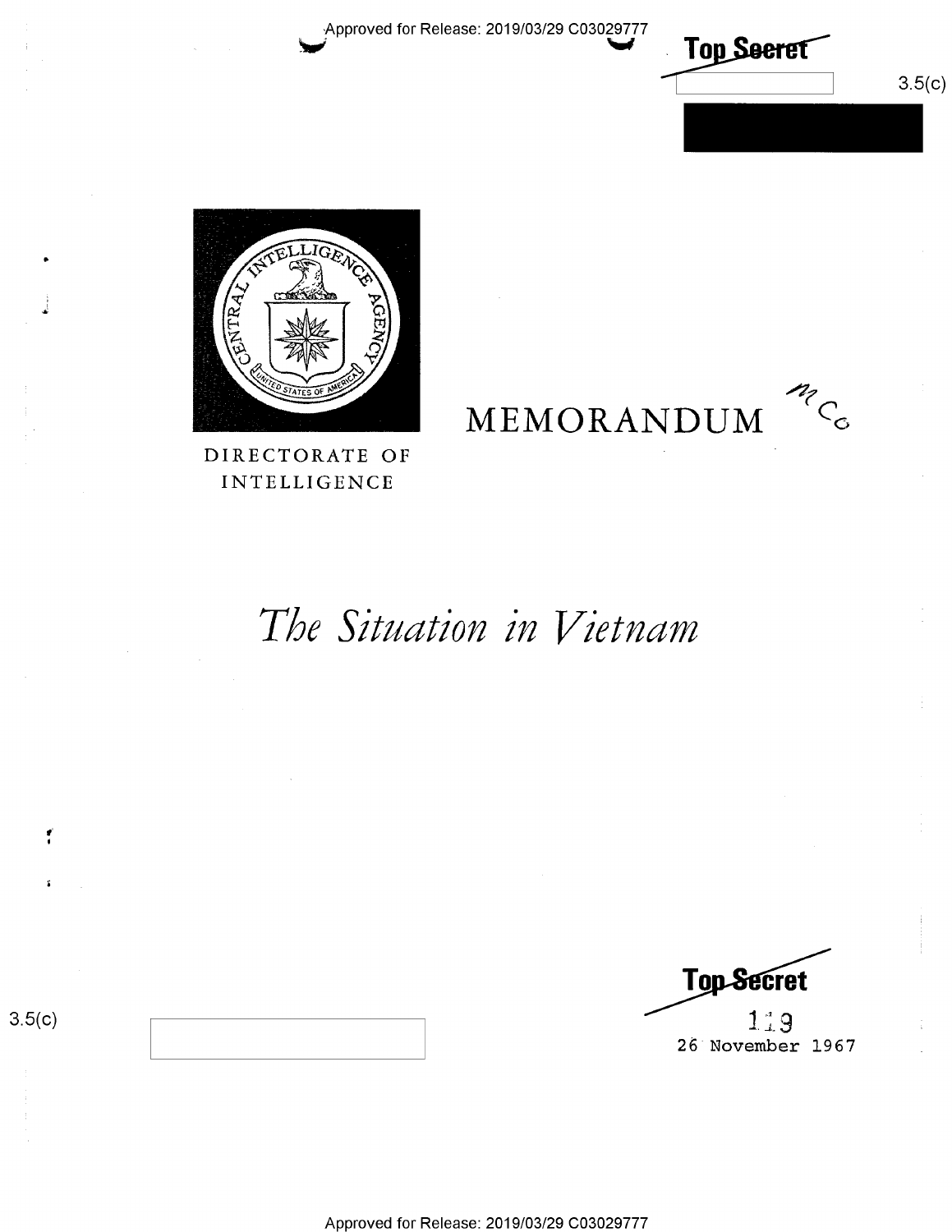Approved for Release: 2019/03/29 C03029777

**Top Secret**

3.5(c)

MEMORANDUM

DIRECTORATE OF INTELLIGENCE

# *The Situation in Vietnam*

**Top Secret**

3.5(c)

119

26 November 1967

Approved for Release: 2019/03/29 C03029777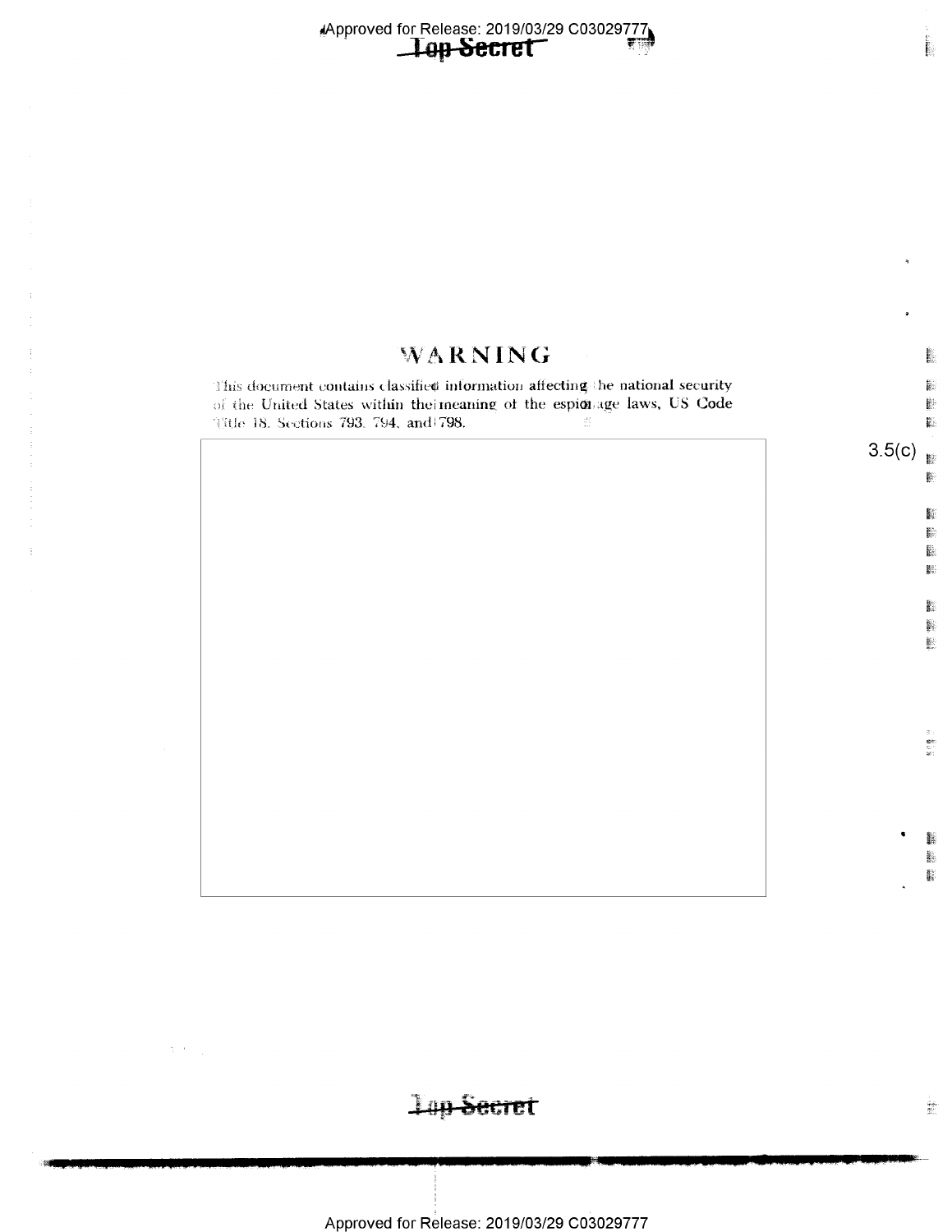Top Secret

# WARNING

This document contains classified information affecting the national security of the United States within the meaning of the espionage laws, US Code Title 18, Sections 793, 794, and 798.

3.5(c)

Top Secret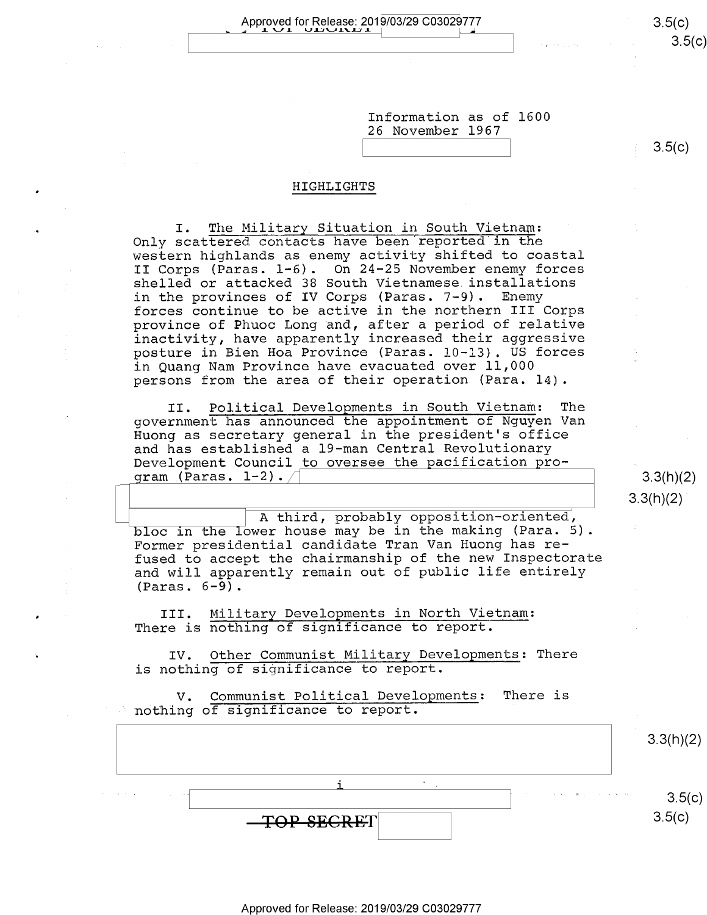Information as of 1600
26 November 1967

## HIGHLIGHTS

I. The Military Situation in South Vietnam: Only scattered contacts have been reported in the western highlands as enemy activity shifted to coastal II Corps (Paras. 1-6). On 24-25 November enemy forces shelled or attacked 38 South Vietnamese installations in the provinces of IV Corps (Paras. 7-9). Enemy forces continue to be active in the northern III Corps province of Phuoc Long and, after a period of relative inactivity, have apparently increased their aggressive posture in Bien Hoa Province (Paras. 10-13). US forces in Quang Nam Province have evacuated over 11,000 persons from the area of their operation (Para. 14).

II. Political Developments in South Vietnam: The government has announced the appointment of Nguyen Van Huong as secretary general in the president's office and has established a 19-man Central Revolutionary Development Council to oversee the pacification program (Paras. 1-2). A third, probably opposition-oriented, bloc in the lower house may be in the making (Para. 5). Former presidential candidate Tran Van Huong has refused to accept the chairmanship of the new Inspectorate and will apparently remain out of public life entirely (Paras. 6-9).

III. Military Developments in North Vietnam: There is nothing of significance to report.

IV. Other Communist Military Developments: There is nothing of significance to report.

V. Communist Political Developments: There is nothing of significance to report.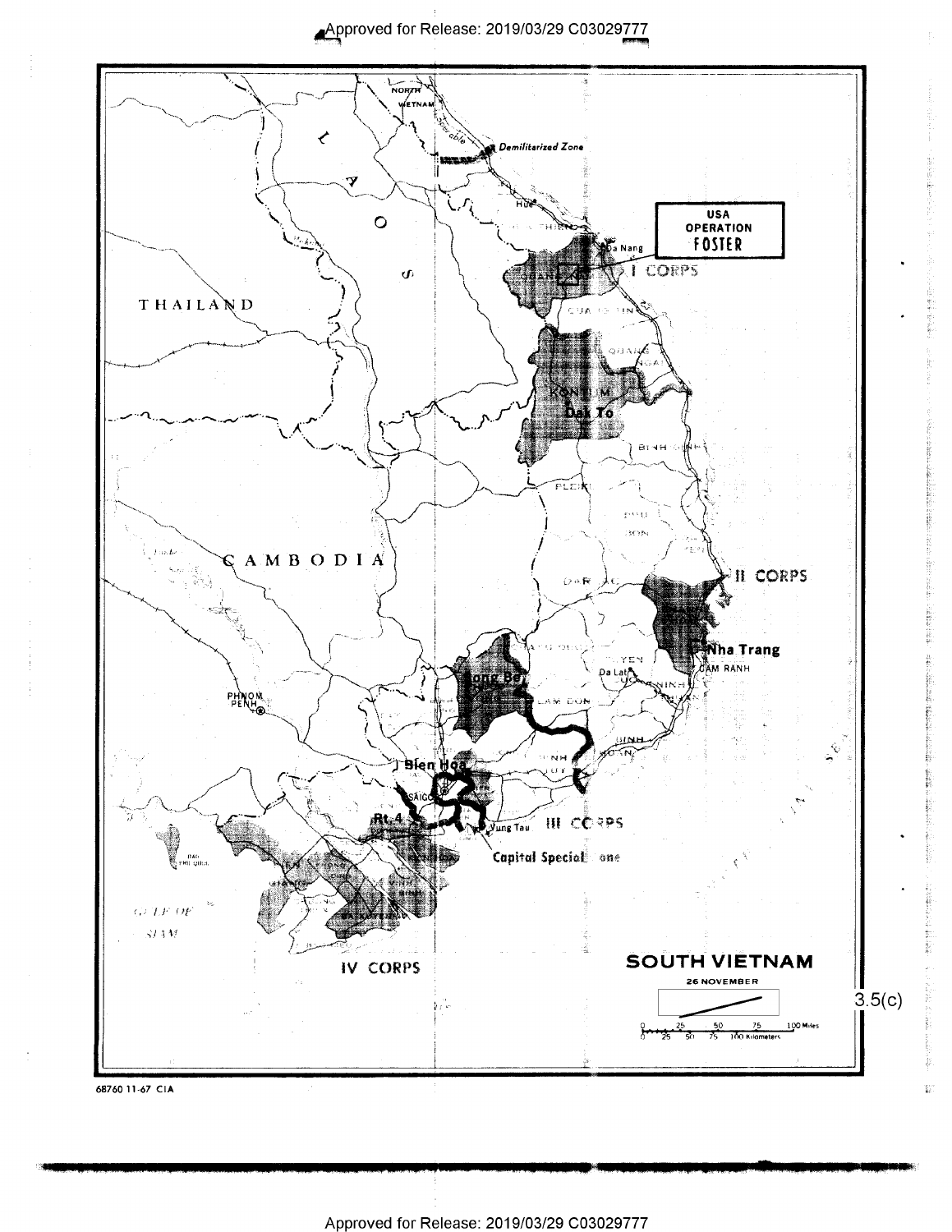USA OPERATION FOSTER

I CORPS

Dak To

II CORPS

Nha Trang

Long Binh

Bien Hoa

Rt. 4

III CORPS

Capital Special Zone

IV CORPS

SOUTH VIETNAM

26 NOVEMBER

3.5(c)

68760 11-67 CIA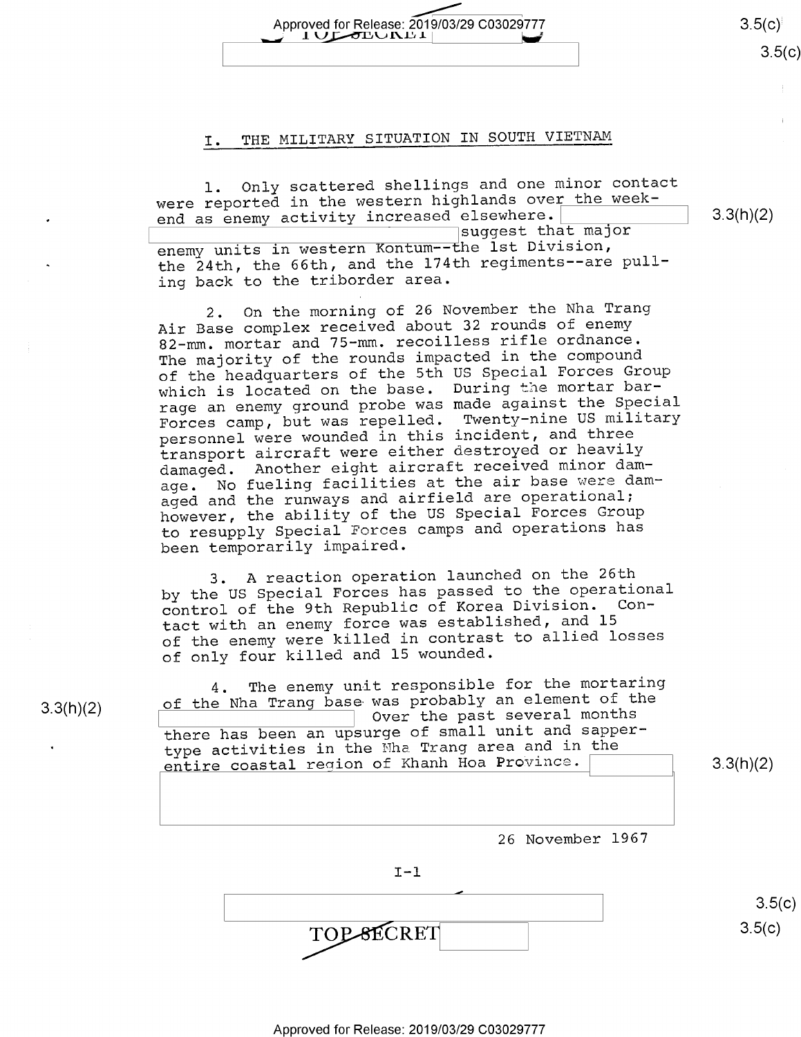## I. THE MILITARY SITUATION IN SOUTH VIETNAM

1. Only scattered shellings and one minor contact were reported in the western highlands over the weekend as enemy activity increased elsewhere. suggest that major enemy units in western Kontum--the 1st Division, the 24th, the 66th, and the 174th regiments--are pulling back to the triborder area.

2. On the morning of 26 November the Nha Trang Air Base complex received about 32 rounds of enemy 82-mm. mortar and 75-mm. recoilless rifle ordnance. The majority of the rounds impacted in the compound of the headquarters of the 5th US Special Forces Group which is located on the base. During the mortar barrage an enemy ground probe was made against the Special Forces camp, but was repelled. Twenty-nine US military personnel were wounded in this incident, and three transport aircraft were either destroyed or heavily damaged. Another eight aircraft received minor damage. No fueling facilities at the air base were damaged and the runways and airfield are operational; however, the ability of the US Special Forces Group to resupply Special Forces camps and operations has been temporarily impaired.

3. A reaction operation launched on the 26th by the US Special Forces has passed to the operational control of the 9th Republic of Korea Division. Contact with an enemy force was established, and 15 of the enemy were killed in contrast to allied losses of only four killed and 15 wounded.

4. The enemy unit responsible for the mortaring of the Nha Trang base was probably an element of the Over the past several months there has been an upsurge of small unit and sapper-type activities in the Nha Trang area and in the entire coastal region of Khanh Hoa Province.

26 November 1967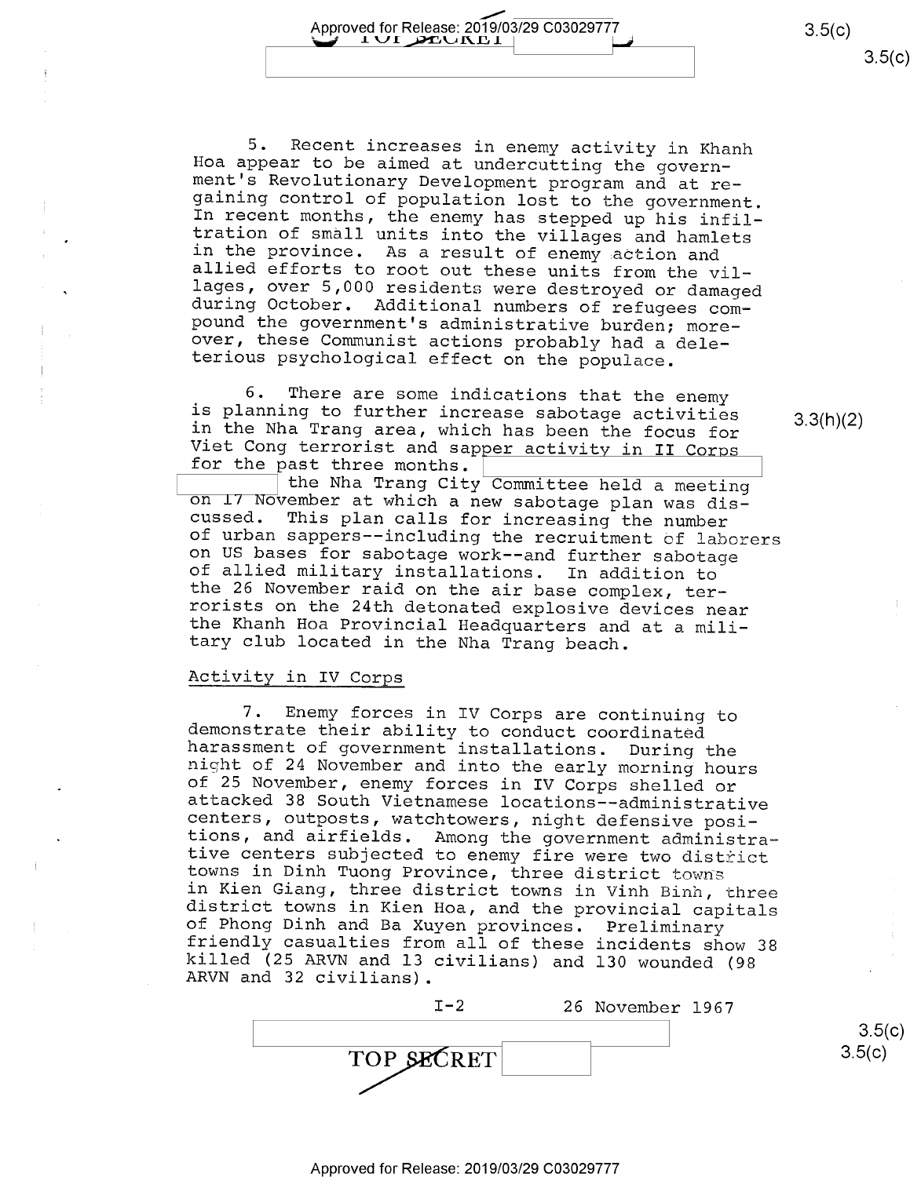5. Recent increases in enemy activity in Khanh Hoa appear to be aimed at undercutting the government's Revolutionary Development program and at regaining control of population lost to the government. In recent months, the enemy has stepped up his infiltration of small units into the villages and hamlets in the province. As a result of enemy action and allied efforts to root out these units from the villages, over 5,000 residents were destroyed or damaged during October. Additional numbers of refugees compound the government's administrative burden; moreover, these Communist actions probably had a deleterious psychological effect on the populace.

6. There are some indications that the enemy is planning to further increase sabotage activities in the Nha Trang area, which has been the focus for Viet Cong terrorist and sapper activity in II Corps for the past three months. the Nha Trang City Committee held a meeting on 17 November at which a new sabotage plan was discussed. This plan calls for increasing the number of urban sappers--including the recruitment of laborers on US bases for sabotage work--and further sabotage of allied military installations. In addition to the 26 November raid on the air base complex, terrorists on the 24th detonated explosive devices near the Khanh Hoa Provincial Headquarters and at a military club located in the Nha Trang beach.

## Activity in IV Corps

7. Enemy forces in IV Corps are continuing to demonstrate their ability to conduct coordinated harassment of government installations. During the night of 24 November and into the early morning hours of 25 November, enemy forces in IV Corps shelled or attacked 38 South Vietnamese locations--administrative centers, outposts, watchtowers, night defensive positions, and airfields. Among the government administrative centers subjected to enemy fire were two district towns in Dinh Tuong Province, three district towns in Kien Giang, three district towns in Vinh Binh, three district towns in Kien Hoa, and the provincial capitals of Phong Dinh and Ba Xuyen provinces. Preliminary friendly casualties from all of these incidents show 38 killed (25 ARVN and 13 civilians) and 130 wounded (98 ARVN and 32 civilians).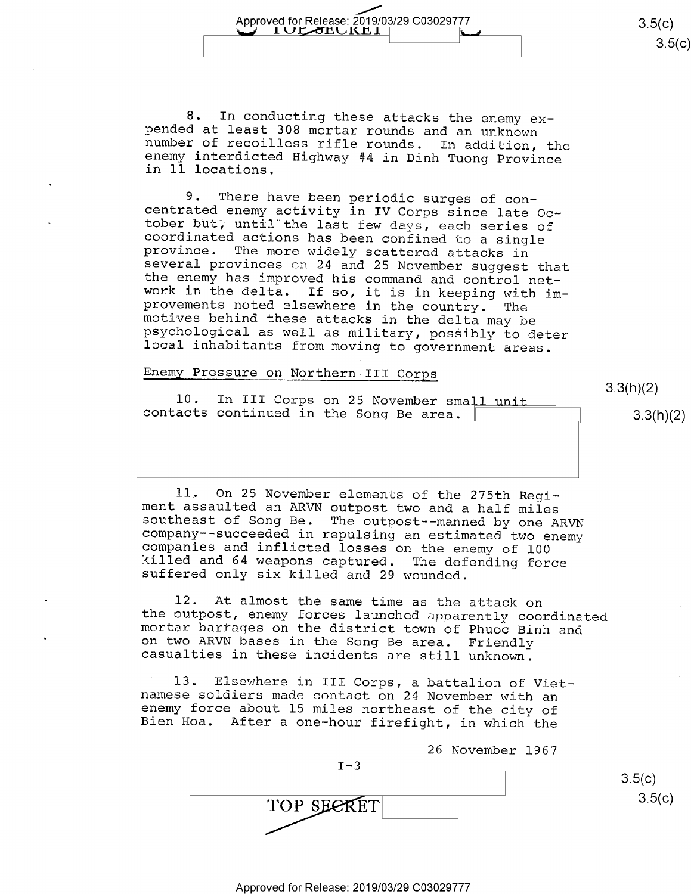8. In conducting these attacks the enemy expended at least 308 mortar rounds and an unknown number of recoilless rifle rounds. In addition, the enemy interdicted Highway #4 in Dinh Tuong Province in 11 locations.

9. There have been periodic surges of concentrated enemy activity in IV Corps since late October but, until the last few days, each series of coordinated actions has been confined to a single province. The more widely scattered attacks in several provinces on 24 and 25 November suggest that the enemy has improved his command and control network in the delta. If so, it is in keeping with improvements noted elsewhere in the country. The motives behind these attacks in the delta may be psychological as well as military, possibly to deter local inhabitants from moving to government areas.

Enemy Pressure on Northern III Corps

10. In III Corps on 25 November small unit contacts continued in the Song Be area.

11. On 25 November elements of the 275th Regiment assaulted an ARVN outpost two and a half miles southeast of Song Be. The outpost--manned by one ARVN company--succeeded in repulsing an estimated two enemy companies and inflicted losses on the enemy of 100 killed and 64 weapons captured. The defending force suffered only six killed and 29 wounded.

12. At almost the same time as the attack on the outpost, enemy forces launched apparently coordinated mortar barrages on the district town of Phuoc Binh and on two ARVN bases in the Song Be area. Friendly casualties in these incidents are still unknown.

13. Elsewhere in III Corps, a battalion of Vietnamese soldiers made contact on 24 November with an enemy force about 15 miles northeast of the city of Bien Hoa. After a one-hour firefight, in which the

26 November 1967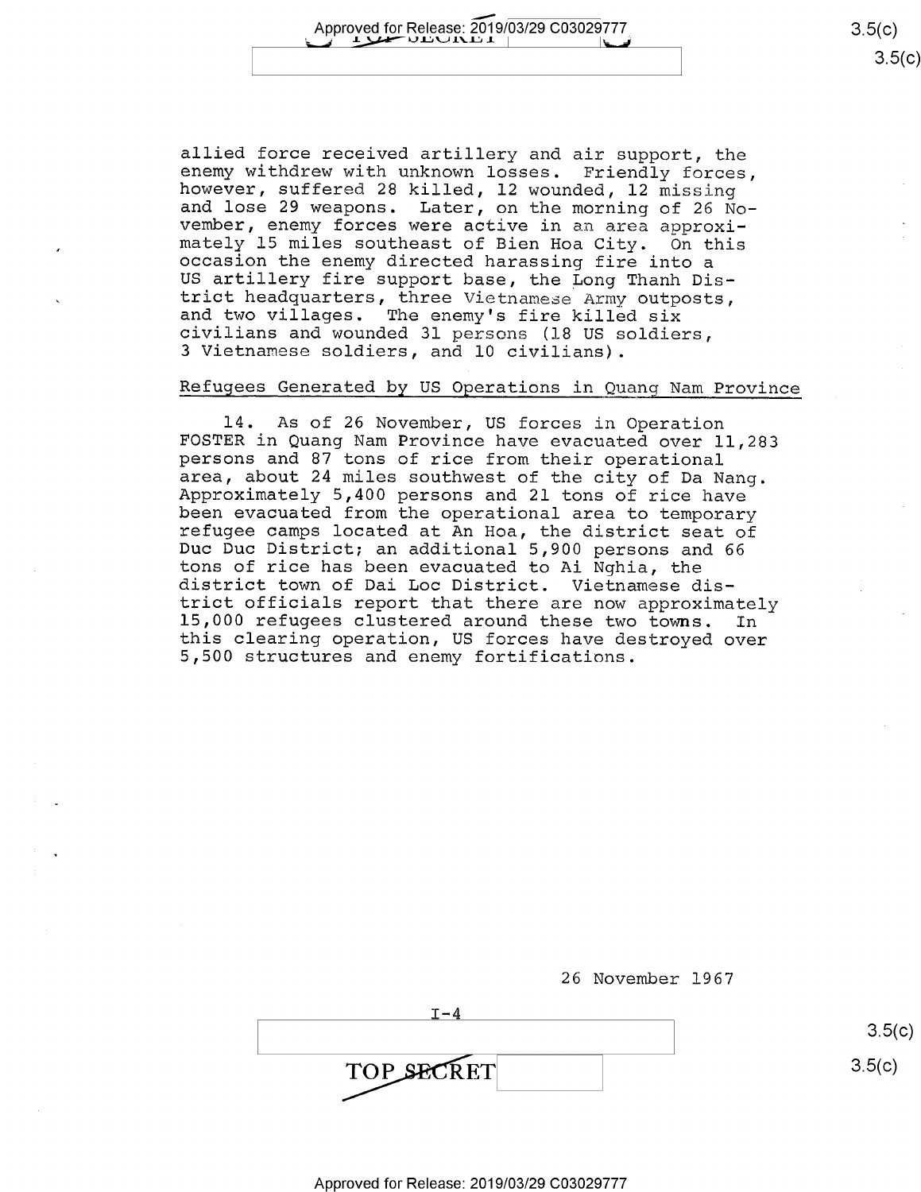allied force received artillery and air support, the enemy withdrew with unknown losses. Friendly forces, however, suffered 28 killed, 12 wounded, 12 missing and lose 29 weapons. Later, on the morning of 26 November, enemy forces were active in an area approximately 15 miles southeast of Bien Hoa City. On this occasion the enemy directed harassing fire into a US artillery fire support base, the Long Thanh District headquarters, three Vietnamese Army outposts, and two villages. The enemy's fire killed six civilians and wounded 31 persons (18 US soldiers, 3 Vietnamese soldiers, and 10 civilians).

## Refugees Generated by US Operations in Quang Nam Province

14. As of 26 November, US forces in Operation FOSTER in Quang Nam Province have evacuated over 11,283 persons and 87 tons of rice from their operational area, about 24 miles southwest of the city of Da Nang. Approximately 5,400 persons and 21 tons of rice have been evacuated from the operational area to temporary refugee camps located at An Hoa, the district seat of Duc Duc District; an additional 5,900 persons and 66 tons of rice has been evacuated to Ai Nghia, the district town of Dai Loc District. Vietnamese district officials report that there are now approximately 15,000 refugees clustered around these two towns. In this clearing operation, US forces have destroyed over 5,500 structures and enemy fortifications.

26 November 1967

I-4

TOP SECRET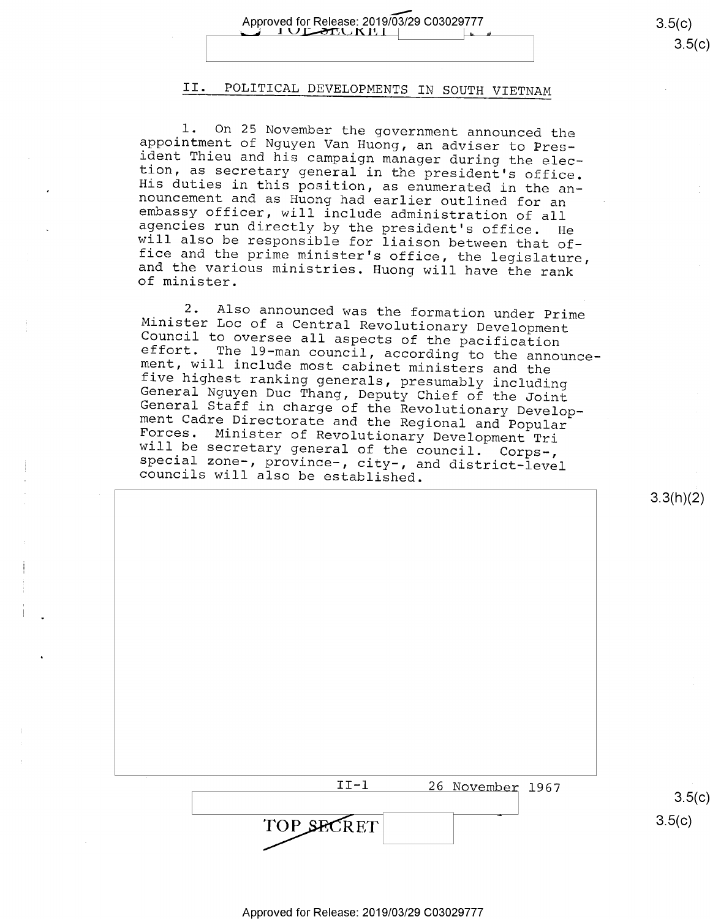## II. POLITICAL DEVELOPMENTS IN SOUTH VIETNAM

1. On 25 November the government announced the appointment of Nguyen Van Huong, an adviser to President Thieu and his campaign manager during the election, as secretary general in the president's office. His duties in this position, as enumerated in the announcement and as Huong had earlier outlined for an embassy officer, will include administration of all agencies run directly by the president's office. He will also be responsible for liaison between that office and the prime minister's office, the legislature, and the various ministries. Huong will have the rank of minister.

2. Also announced was the formation under Prime Minister Loc of a Central Revolutionary Development Council to oversee all aspects of the pacification effort. The 19-man council, according to the announcement, will include most cabinet ministers and the five highest ranking generals, presumably including General Nguyen Duc Thang, Deputy Chief of the Joint General Staff in charge of the Revolutionary Development Cadre Directorate and the Regional and Popular Forces. Minister of Revolutionary Development Tri will be secretary general of the council. Corps-, special zone-, province-, city-, and district-level councils will also be established.

II-1 26 November 1967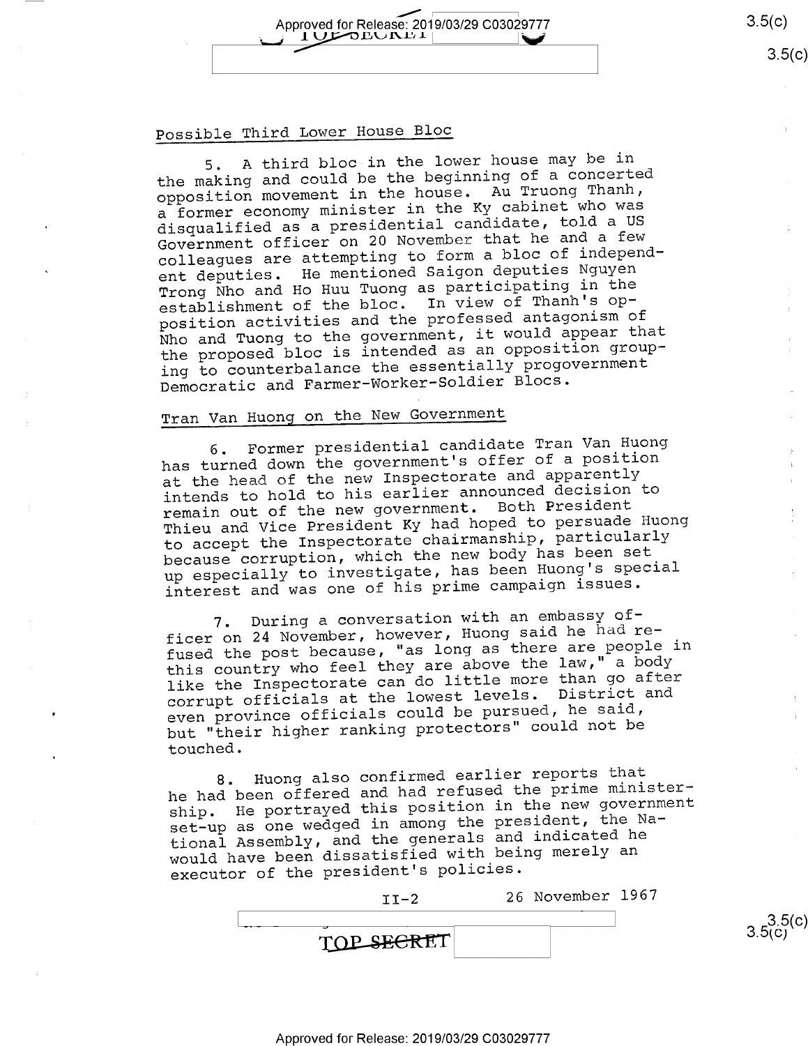## Possible Third Lower House Bloc

5. A third bloc in the lower house may be in the making and could be the beginning of a concerted opposition movement in the house. Au Truong Thanh, a former economy minister in the Ky cabinet who was disqualified as a presidential candidate, told a US Government officer on 20 November that he and a few colleagues are attempting to form a bloc of independent deputies. He mentioned Saigon deputies Nguyen Trong Nho and Ho Huu Tuong as participating in the establishment of the bloc. In view of Thanh's opposition activities and the professed antagonism of Nho and Tuong to the government, it would appear that the proposed bloc is intended as an opposition grouping to counterbalance the essentially progovernment Democratic and Farmer-Worker-Soldier Blocs.

## Tran Van Huong on the New Government

6. Former presidential candidate Tran Van Huong has turned down the government's offer of a position at the head of the new Inspectorate and apparently intends to hold to his earlier announced decision to remain out of the new government. Both President Thieu and Vice President Ky had hoped to persuade Huong to accept the Inspectorate chairmanship, particularly because corruption, which the new body has been set up especially to investigate, has been Huong's special interest and was one of his prime campaign issues.

7. During a conversation with an embassy officer on 24 November, however, Huong said he had refused the post because, "as long as there are people in this country who feel they are above the law," a body like the Inspectorate can do little more than go after corrupt officials at the lowest levels. District and even province officials could be pursued, he said, but "their higher ranking protectors" could not be touched.

8. Huong also confirmed earlier reports that he had been offered and had refused the prime ministership. He portrayed this position in the new government set-up as one wedged in among the president, the National Assembly, and the generals and indicated he would have been dissatisfied with being merely an executor of the president's policies.

II-2 26 November 1967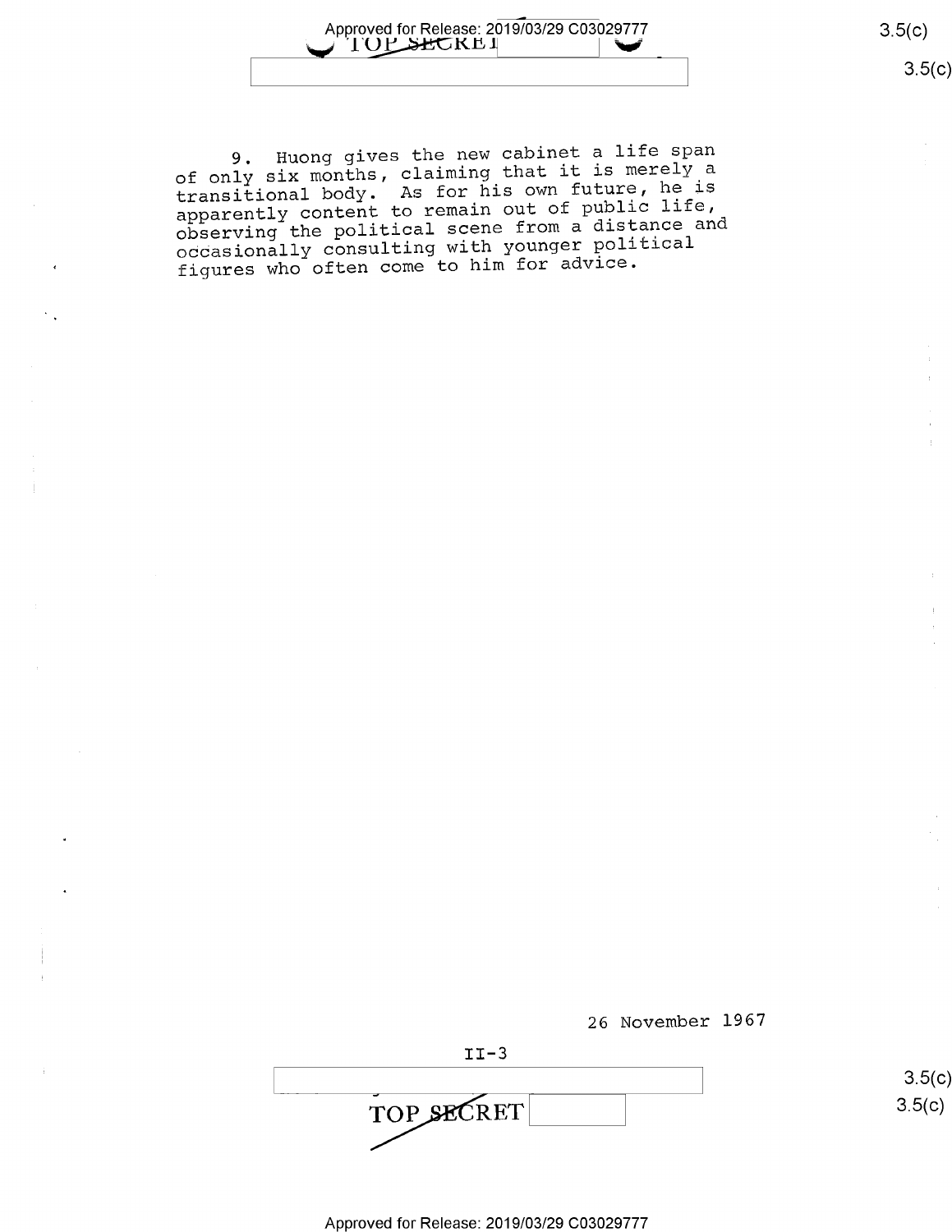9. Huong gives the new cabinet a life span of only six months, claiming that it is merely a transitional body. As for his own future, he is apparently content to remain out of public life, observing the political scene from a distance and occasionally consulting with younger political figures who often come to him for advice.

26 November 1967

II-3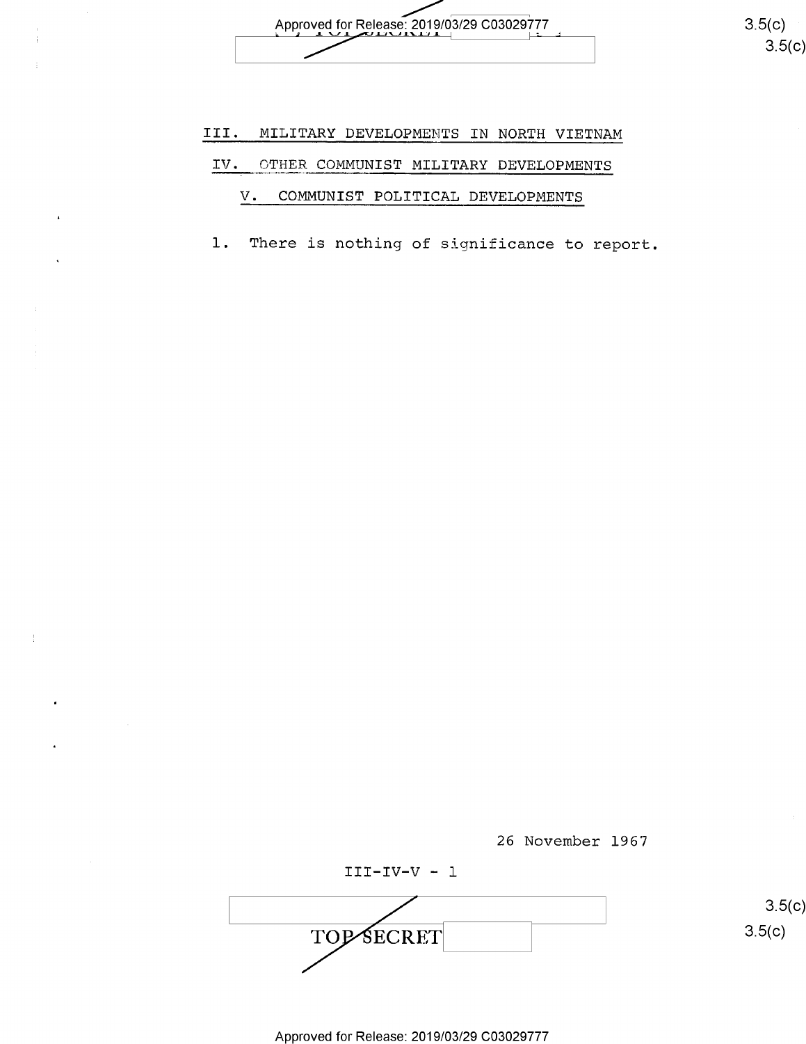## III. MILITARY DEVELOPMENTS IN NORTH VIETNAM

## IV. OTHER COMMUNIST MILITARY DEVELOPMENTS

## V. COMMUNIST POLITICAL DEVELOPMENTS

1. There is nothing of significance to report.

26 November 1967

III-IV-V - 1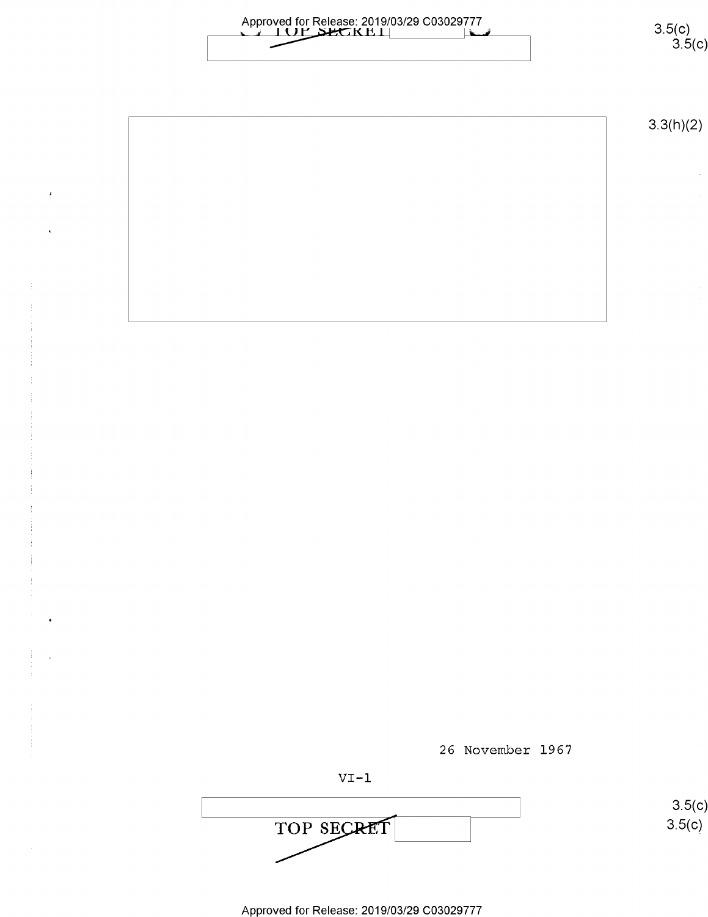26 November 1967

VI-1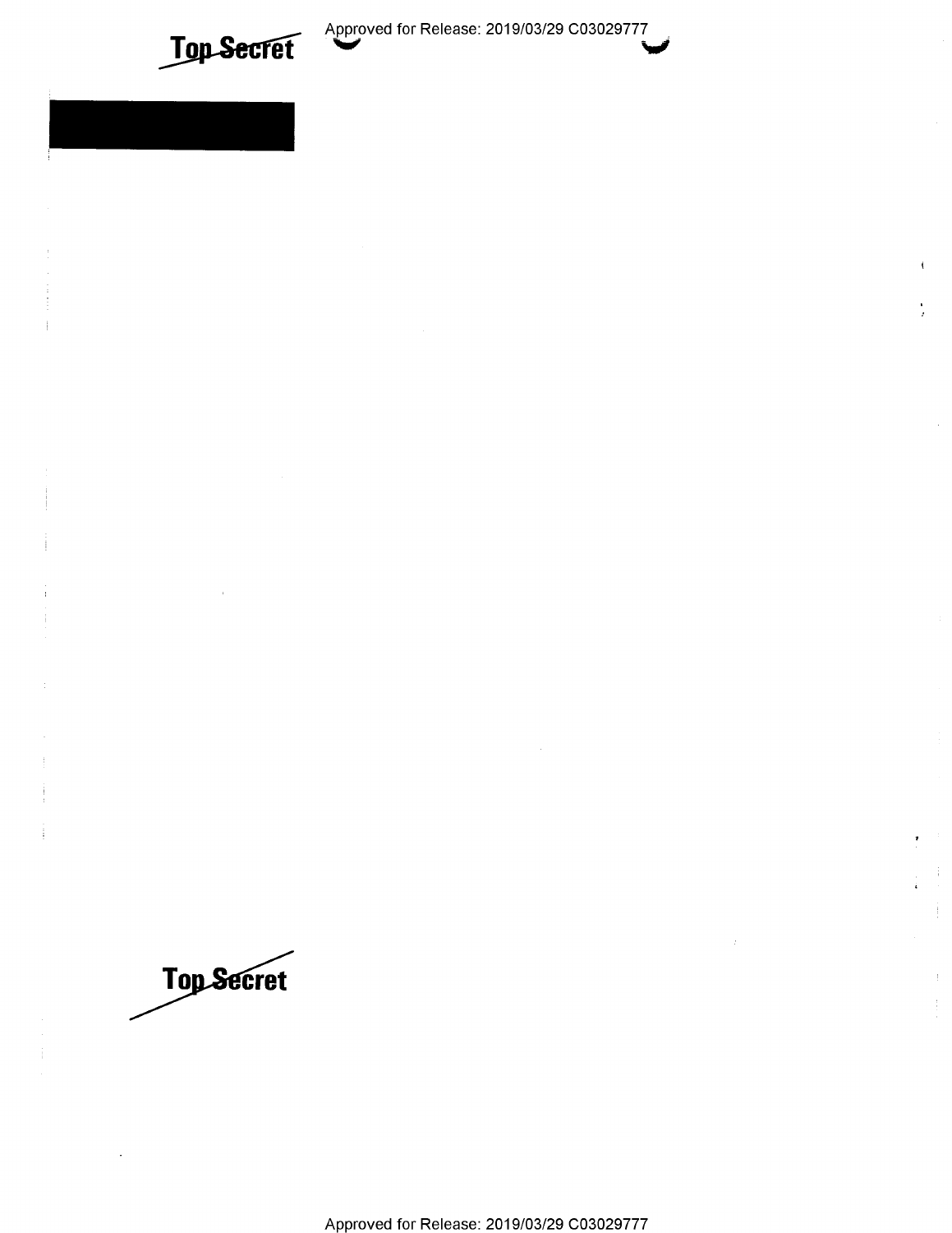Top Secret

Top Secret